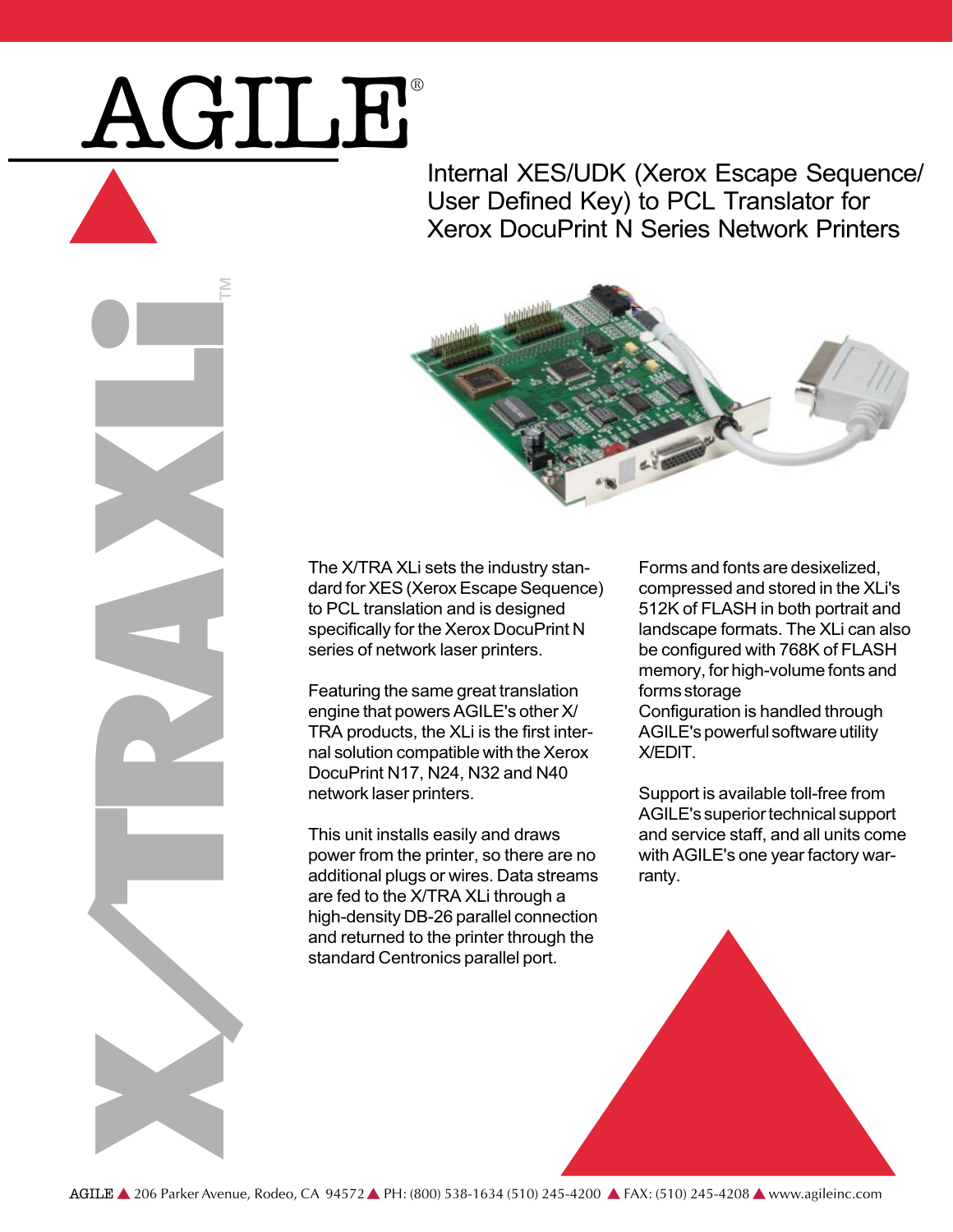# AGILE®

## Internal XES/UDK (Xerox Escape Sequence/ User Defined Key) to PCL Translator for Xerox DocuPrint N Series Network Printers

X/TRA XLi™

The X/TRA XLi sets the industry standard for XES (Xerox Escape Sequence) to PCL translation and is designed specifically for the Xerox DocuPrint N series of network laser printers.

Featuring the same great translation engine that powers AGILE's other X/TRA products, the XLi is the first internal solution compatible with the Xerox DocuPrint N17, N24, N32 and N40 network laser printers.

This unit installs easily and draws power from the printer, so there are no additional plugs or wires. Data streams are fed to the X/TRA XLi through a high-density DB-26 parallel connection and returned to the printer through the standard Centronics parallel port.

Forms and fonts are desixelized, compressed and stored in the XLi's 512K of FLASH in both portrait and landscape formats. The XLi can also be configured with 768K of FLASH memory, for high-volume fonts and forms storage

Configuration is handled through AGILE's powerful software utility X/EDIT.

Support is available toll-free from AGILE's superior technical support and service staff, and all units come with AGILE's one year factory warranty.

AGILE ▲ 206 Parker Avenue, Rodeo, CA 94572 ▲ PH: (800) 538-1634 (510) 245-4200 ▲ FAX: (510) 245-4208 ▲ www.agileinc.com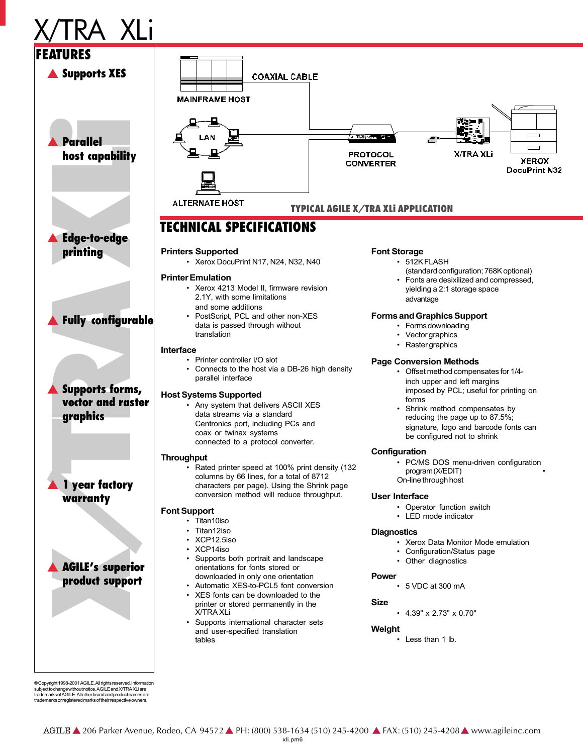# X/TRA XLi

## FEATURES

- Supports XES
- Parallel host capability
- Edge-to-edge printing
- Fully configurable
- Supports forms, vector and raster graphics
- 1 year factory warranty
- AGILE's superior product support

COAXIAL CABLE

MAINFRAME HOST

LAN

PROTOCOL CONVERTER

X/TRA XLi

XEROX DocuPrint N32

ALTERNATE HOST

TYPICAL AGILE X/TRA XLi APPLICATION

## TECHNICAL SPECIFICATIONS

### Printers Supported
- Xerox DocuPrint N17, N24, N32, N40

### Printer Emulation
- Xerox 4213 Model II, firmware revision 2.1Y, with some limitations and some additions
- PostScript, PCL and other non-XES data is passed through without translation

### Interface
- Printer controller I/O slot
- Connects to the host via a DB-26 high density parallel interface

### Host Systems Supported
- Any system that delivers ASCII XES data streams via a standard Centronics port, including PCs and coax or twinax systems connected to a protocol converter.

### Throughput
- Rated printer speed at 100% print density (132 columns by 66 lines, for a total of 8712 characters per page). Using the Shrink page conversion method will reduce throughput.

### Font Support
- Titan10iso
- Titan12iso
- XCP12.5iso
- XCP14iso
- Supports both portrait and landscape orientations for fonts stored or downloaded in only one orientation
- Automatic XES-to-PCL5 font conversion
- XES fonts can be downloaded to the printer or stored permanently in the X/TRA XLi
- Supports international character sets and user-specified translation tables

### Font Storage
- 512K FLASH (standard configuration; 768K optional)
- Fonts are desixilized and compressed, yielding a 2:1 storage space advantage

### Forms and Graphics Support
- Forms downloading
- Vector graphics
- Raster graphics

### Page Conversion Methods
- Offset method compensates for 1/4-inch upper and left margins imposed by PCL; useful for printing on forms
- Shrink method compensates by reducing the page up to 87.5%; signature, logo and barcode fonts can be configured not to shrink

### Configuration
- PC/MS DOS menu-driven configuration program (X/EDIT)
- On-line through host

### User Interface
- Operator function switch
- LED mode indicator

### Diagnostics
- Xerox Data Monitor Mode emulation
- Configuration/Status page
- Other diagnostics

### Power
- 5 VDC at 300 mA

### Size
- 4.39" x 2.73" x 0.70"

### Weight
- Less than 1 lb.

®Copyright 1998-2001 AGILE. All rights reserved. Information subject to change without notice. AGILE and X/TRA XLi are trademarks of AGILE. All other brand and product names are trademarks or registered marks of their respective owners.

AGILE ▲ 206 Parker Avenue, Rodeo, CA 94572 ▲ PH: (800) 538-1634 (510) 245-4200 ▲ FAX: (510) 245-4208 ▲ www.agileinc.com

xli.pm6